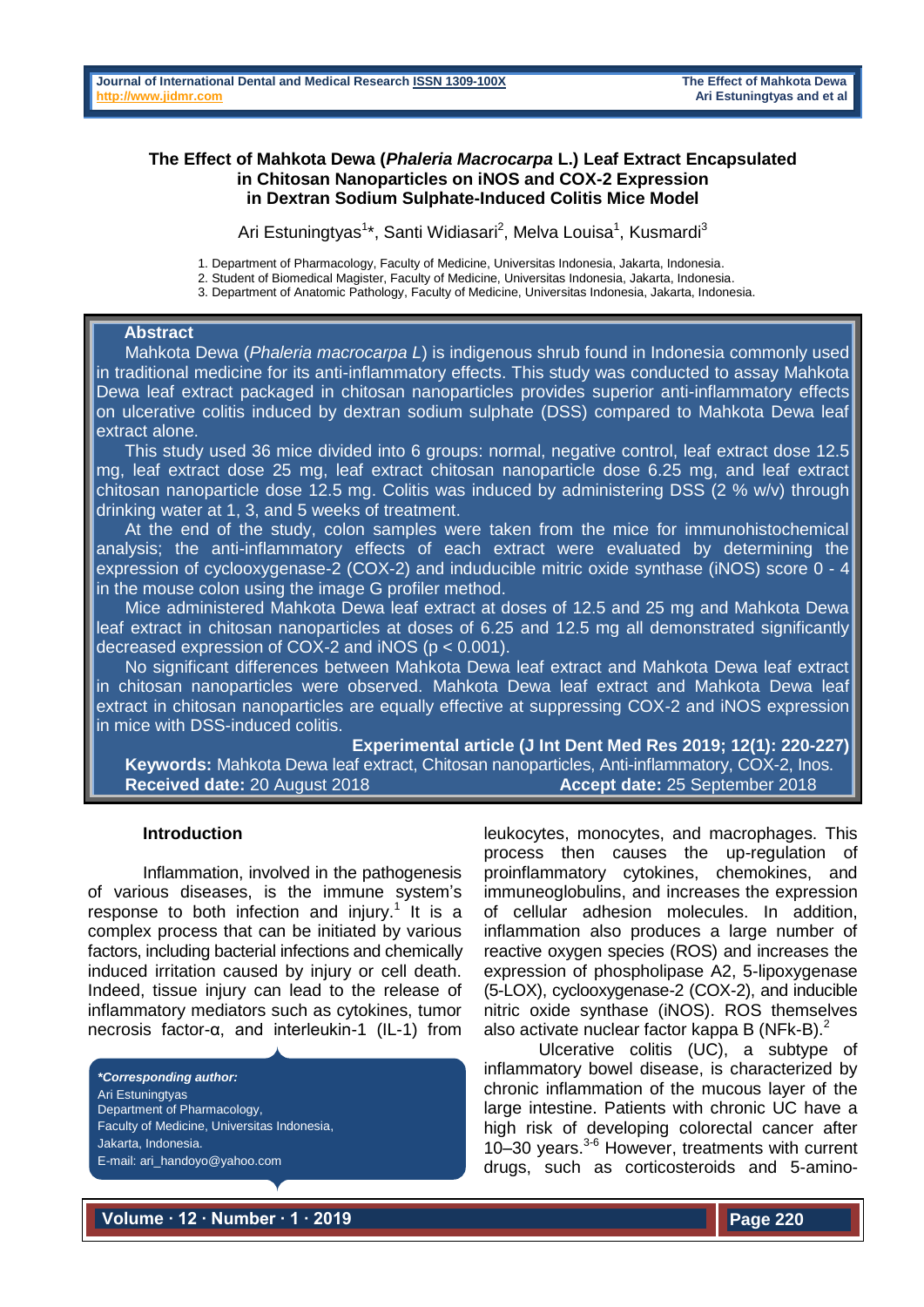# The Effect of Mahkota Dewa (*Phaleria Macrocarpa* L.) Leaf Extract Encapsulated in Chitosan Nanoparticles on iNOS and COX-2 Expression in Dextran Sodium Sulphate-Induced Colitis Mice Model

Ari Estuningtyas[1]*, Santi Widiasari[2], Melva Louisa[1], Kusmardi[3]

1. Department of Pharmacology, Faculty of Medicine, Universitas Indonesia, Jakarta, Indonesia.
2. Student of Biomedical Magister, Faculty of Medicine, Universitas Indonesia, Jakarta, Indonesia.
3. Department of Anatomic Pathology, Faculty of Medicine, Universitas Indonesia, Jakarta, Indonesia.

## Abstract

Mahkota Dewa (*Phaleria macrocarpa L*) is indigenous shrub found in Indonesia commonly used in traditional medicine for its anti-inflammatory effects. This study was conducted to assay Mahkota Dewa leaf extract packaged in chitosan nanoparticles provides superior anti-inflammatory effects on ulcerative colitis induced by dextran sodium sulphate (DSS) compared to Mahkota Dewa leaf extract alone.

This study used 36 mice divided into 6 groups: normal, negative control, leaf extract dose 12.5 mg, leaf extract dose 25 mg, leaf extract chitosan nanoparticle dose 6.25 mg, and leaf extract chitosan nanoparticle dose 12.5 mg. Colitis was induced by administering DSS (2 % w/v) through drinking water at 1, 3, and 5 weeks of treatment.

At the end of the study, colon samples were taken from the mice for immunohistochemical analysis; the anti-inflammatory effects of each extract were evaluated by determining the expression of cyclooxygenase-2 (COX-2) and inducible mitric oxide synthase (iNOS) score 0 - 4 in the mouse colon using the image G profiler method.

Mice administered Mahkota Dewa leaf extract at doses of 12.5 and 25 mg and Mahkota Dewa leaf extract in chitosan nanoparticles at doses of 6.25 and 12.5 mg all demonstrated significantly decreased expression of COX-2 and iNOS ($p < 0.001$).

No significant differences between Mahkota Dewa leaf extract and Mahkota Dewa leaf extract in chitosan nanoparticles were observed. Mahkota Dewa leaf extract and Mahkota Dewa leaf extract in chitosan nanoparticles are equally effective at suppressing COX-2 and iNOS expression in mice with DSS-induced colitis.

**Experimental article (J Int Dent Med Res 2019; 12(1): 220-227)**

**Keywords:** Mahkota Dewa leaf extract, Chitosan nanoparticles, Anti-inflammatory, COX-2, Inos.

**Received date:** 20 August 2018 **Accept date:** 25 September 2018

## Introduction

Inflammation, involved in the pathogenesis of various diseases, is the immune system's response to both infection and injury.[1] It is a complex process that can be initiated by various factors, including bacterial infections and chemically induced irritation caused by injury or cell death. Indeed, tissue injury can lead to the release of inflammatory mediators such as cytokines, tumor necrosis factor-α, and interleukin-1 (IL-1) from leukocytes, monocytes, and macrophages. This process then causes the up-regulation of proinflammatory cytokines, chemokines, and immuneoglobulins, and increases the expression of cellular adhesion molecules. In addition, inflammation also produces a large number of reactive oxygen species (ROS) and increases the expression of phospholipase A2, 5-lipoxygenase (5-LOX), cyclooxygenase-2 (COX-2), and inducible nitric oxide synthase (iNOS). ROS themselves also activate nuclear factor kappa B (NFk-B).[2]

Ulcerative colitis (UC), a subtype of inflammatory bowel disease, is characterized by chronic inflammation of the mucous layer of the large intestine. Patients with chronic UC have a high risk of developing colorectal cancer after 10–30 years.[3-6] However, treatments with current drugs, such as corticosteroids and 5-amino-

***Corresponding author:***
Ari Estuningtyas
Department of Pharmacology,
Faculty of Medicine, Universitas Indonesia,
Jakarta, Indonesia.
E-mail: ari_handoyo@yahoo.com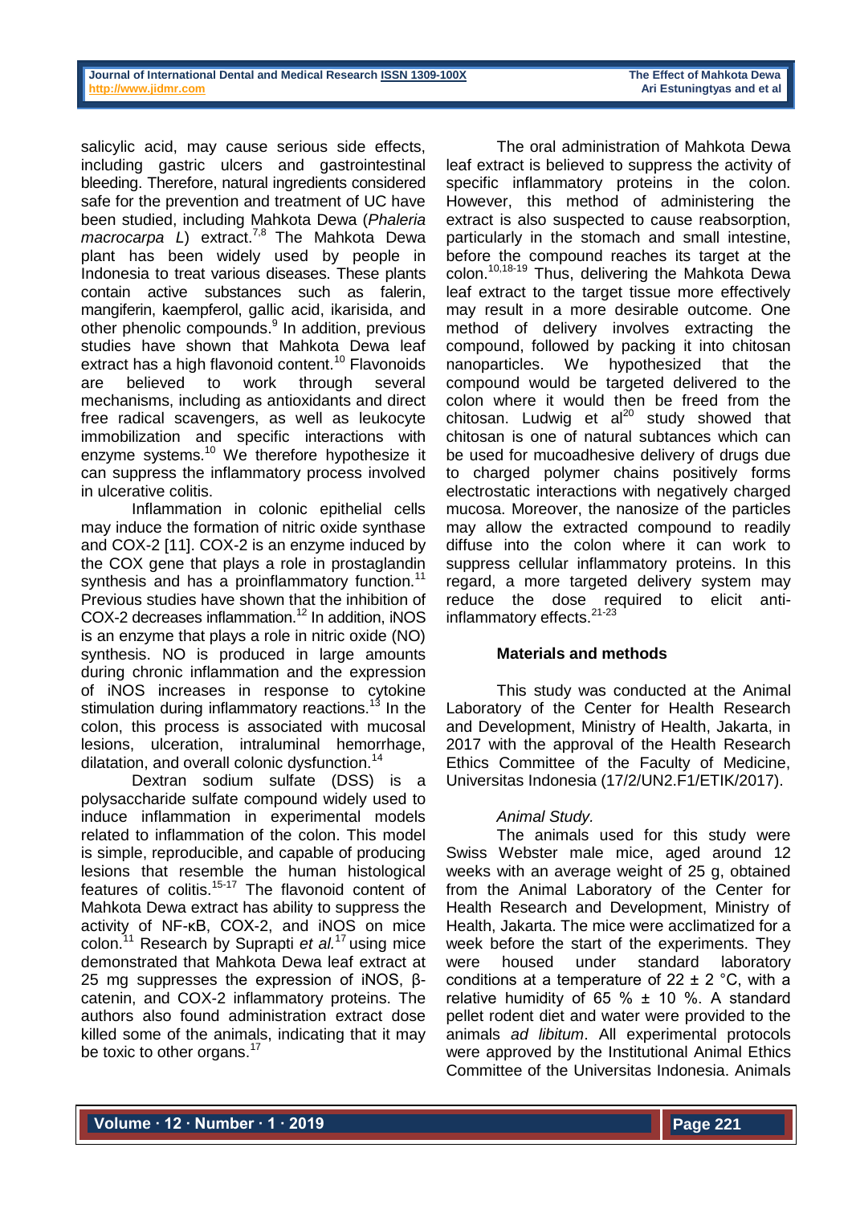salicylic acid, may cause serious side effects, including gastric ulcers and gastrointestinal bleeding. Therefore, natural ingredients considered safe for the prevention and treatment of UC have been studied, including Mahkota Dewa (*Phaleria macrocarpa L*) extract.[7,8] The Mahkota Dewa plant has been widely used by people in Indonesia to treat various diseases. These plants contain active substances such as falerin, mangiferin, kaempferol, gallic acid, ikarisida, and other phenolic compounds.[9] In addition, previous studies have shown that Mahkota Dewa leaf extract has a high flavonoid content.[10] Flavonoids are believed to work through several mechanisms, including as antioxidants and direct free radical scavengers, as well as leukocyte immobilization and specific interactions with enzyme systems.[10] We therefore hypothesize it can suppress the inflammatory process involved in ulcerative colitis.

Inflammation in colonic epithelial cells may induce the formation of nitric oxide synthase and COX-2 [11]. COX-2 is an enzyme induced by the COX gene that plays a role in prostaglandin synthesis and has a proinflammatory function.[11] Previous studies have shown that the inhibition of COX-2 decreases inflammation.[12] In addition, iNOS is an enzyme that plays a role in nitric oxide (NO) synthesis. NO is produced in large amounts during chronic inflammation and the expression of iNOS increases in response to cytokine stimulation during inflammatory reactions.[13] In the colon, this process is associated with mucosal lesions, ulceration, intraluminal hemorrhage, dilatation, and overall colonic dysfunction.[14]

Dextran sodium sulfate (DSS) is a polysaccharide sulfate compound widely used to induce inflammation in experimental models related to inflammation of the colon. This model is simple, reproducible, and capable of producing lesions that resemble the human histological features of colitis.[15-17] The flavonoid content of Mahkota Dewa extract has ability to suppress the activity of NF-κB, COX-2, and iNOS on mice colon.[11] Research by Suprapti *et al.*[17] using mice demonstrated that Mahkota Dewa leaf extract at 25 mg suppresses the expression of iNOS, β-catenin, and COX-2 inflammatory proteins. The authors also found administration extract dose killed some of the animals, indicating that it may be toxic to other organs.[17]

The oral administration of Mahkota Dewa leaf extract is believed to suppress the activity of specific inflammatory proteins in the colon. However, this method of administering the extract is also suspected to cause reabsorption, particularly in the stomach and small intestine, before the compound reaches its target at the colon.[10,18-19] Thus, delivering the Mahkota Dewa leaf extract to the target tissue more effectively may result in a more desirable outcome. One method of delivery involves extracting the compound, followed by packing it into chitosan nanoparticles. We hypothesized that the compound would be targeted delivered to the colon where it would then be freed from the chitosan. Ludwig et al[20] study showed that chitosan is one of natural subtances which can be used for mucoadhesive delivery of drugs due to charged polymer chains positively forms electrostatic interactions with negatively charged mucosa. Moreover, the nanosize of the particles may allow the extracted compound to readily diffuse into the colon where it can work to suppress cellular inflammatory proteins. In this regard, a more targeted delivery system may reduce the dose required to elicit anti-inflammatory effects.[21-23]

## Materials and methods

This study was conducted at the Animal Laboratory of the Center for Health Research and Development, Ministry of Health, Jakarta, in 2017 with the approval of the Health Research Ethics Committee of the Faculty of Medicine, Universitas Indonesia (17/2/UN2.F1/ETIK/2017).

### *Animal Study.*

The animals used for this study were Swiss Webster male mice, aged around 12 weeks with an average weight of 25 g, obtained from the Animal Laboratory of the Center for Health Research and Development, Ministry of Health, Jakarta. The mice were acclimatized for a week before the start of the experiments. They were housed under standard laboratory conditions at a temperature of 22 ± 2 °C, with a relative humidity of 65 % ± 10 %. A standard pellet rodent diet and water were provided to the animals *ad libitum*. All experimental protocols were approved by the Institutional Animal Ethics Committee of the Universitas Indonesia. Animals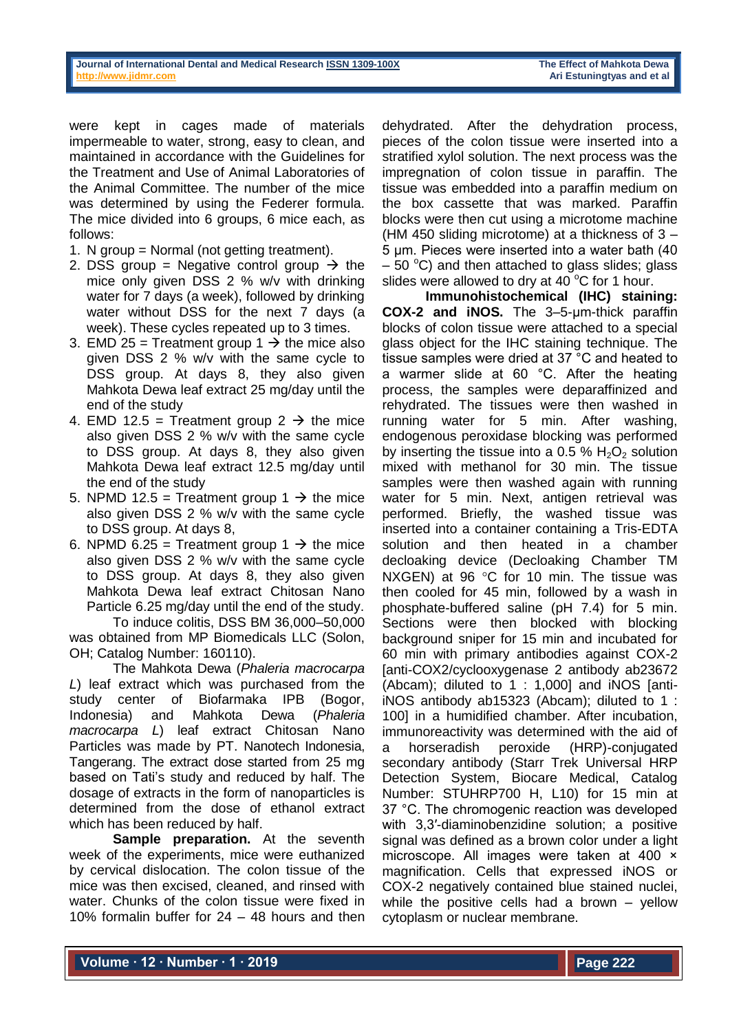were kept in cages made of materials impermeable to water, strong, easy to clean, and maintained in accordance with the Guidelines for the Treatment and Use of Animal Laboratories of the Animal Committee. The number of the mice was determined by using the Federer formula. The mice divided into 6 groups, 6 mice each, as follows:

1. N group = Normal (not getting treatment).
2. DSS group = Negative control group → the mice only given DSS 2 % w/v with drinking water for 7 days (a week), followed by drinking water without DSS for the next 7 days (a week). These cycles repeated up to 3 times.
3. EMD 25 = Treatment group 1 → the mice also given DSS 2 % w/v with the same cycle to DSS group. At days 8, they also given Mahkota Dewa leaf extract 25 mg/day until the end of the study
4. EMD 12.5 = Treatment group 2 → the mice also given DSS 2 % w/v with the same cycle to DSS group. At days 8, they also given Mahkota Dewa leaf extract 12.5 mg/day until the end of the study
5. NPMD 12.5 = Treatment group 1 → the mice also given DSS 2 % w/v with the same cycle to DSS group. At days 8,
6. NPMD 6.25 = Treatment group 1 → the mice also given DSS 2 % w/v with the same cycle to DSS group. At days 8, they also given Mahkota Dewa leaf extract Chitosan Nano Particle 6.25 mg/day until the end of the study.

To induce colitis, DSS BM 36,000–50,000 was obtained from MP Biomedicals LLC (Solon, OH; Catalog Number: 160110).

The Mahkota Dewa (*Phaleria macrocarpa L*) leaf extract which was purchased from the study center of Biofarmaka IPB (Bogor, Indonesia) and Mahkota Dewa (*Phaleria macrocarpa L*) leaf extract Chitosan Nano Particles was made by PT. Nanotech Indonesia, Tangerang. The extract dose started from 25 mg based on Tati's study and reduced by half. The dosage of extracts in the form of nanoparticles is determined from the dose of ethanol extract which has been reduced by half.

**Sample preparation.** At the seventh week of the experiments, mice were euthanized by cervical dislocation. The colon tissue of the mice was then excised, cleaned, and rinsed with water. Chunks of the colon tissue were fixed in 10% formalin buffer for 24 – 48 hours and then dehydrated. After the dehydration process, pieces of the colon tissue were inserted into a stratified xylol solution. The next process was the impregnation of colon tissue in paraffin. The tissue was embedded into a paraffin medium on the box cassette that was marked. Paraffin blocks were then cut using a microtome machine (HM 450 sliding microtome) at a thickness of 3 – 5 µm. Pieces were inserted into a water bath (40 – 50 °C) and then attached to glass slides; glass slides were allowed to dry at 40 °C for 1 hour.

**Immunohistochemical (IHC) staining: COX-2 and iNOS.** The 3–5-µm-thick paraffin blocks of colon tissue were attached to a special glass object for the IHC staining technique. The tissue samples were dried at 37 °C and heated to a warmer slide at 60 °C. After the heating process, the samples were deparaffinized and rehydrated. The tissues were then washed in running water for 5 min. After washing, endogenous peroxidase blocking was performed by inserting the tissue into a 0.5 % $H_2O_2$ solution mixed with methanol for 30 min. The tissue samples were then washed again with running water for 5 min. Next, antigen retrieval was performed. Briefly, the washed tissue was inserted into a container containing a Tris-EDTA solution and then heated in a chamber decloaking device (Decloaking Chamber TM NXGEN) at 96 °C for 10 min. The tissue was then cooled for 45 min, followed by a wash in phosphate-buffered saline (pH 7.4) for 5 min. Sections were then blocked with blocking background sniper for 15 min and incubated for 60 min with primary antibodies against COX-2 [anti-COX2/cyclooxygenase 2 antibody ab23672 (Abcam); diluted to 1 : 1,000] and iNOS [anti-iNOS antibody ab15323 (Abcam); diluted to 1 : 100] in a humidified chamber. After incubation, immunoreactivity was determined with the aid of a horseradish peroxide (HRP)-conjugated secondary antibody (Starr Trek Universal HRP Detection System, Biocare Medical, Catalog Number: STUHRP700 H, L10) for 15 min at 37 °C. The chromogenic reaction was developed with 3,3′-diaminobenzidine solution; a positive signal was defined as a brown color under a light microscope. All images were taken at 400 × magnification. Cells that expressed iNOS or COX-2 negatively contained blue stained nuclei, while the positive cells had a brown – yellow cytoplasm or nuclear membrane.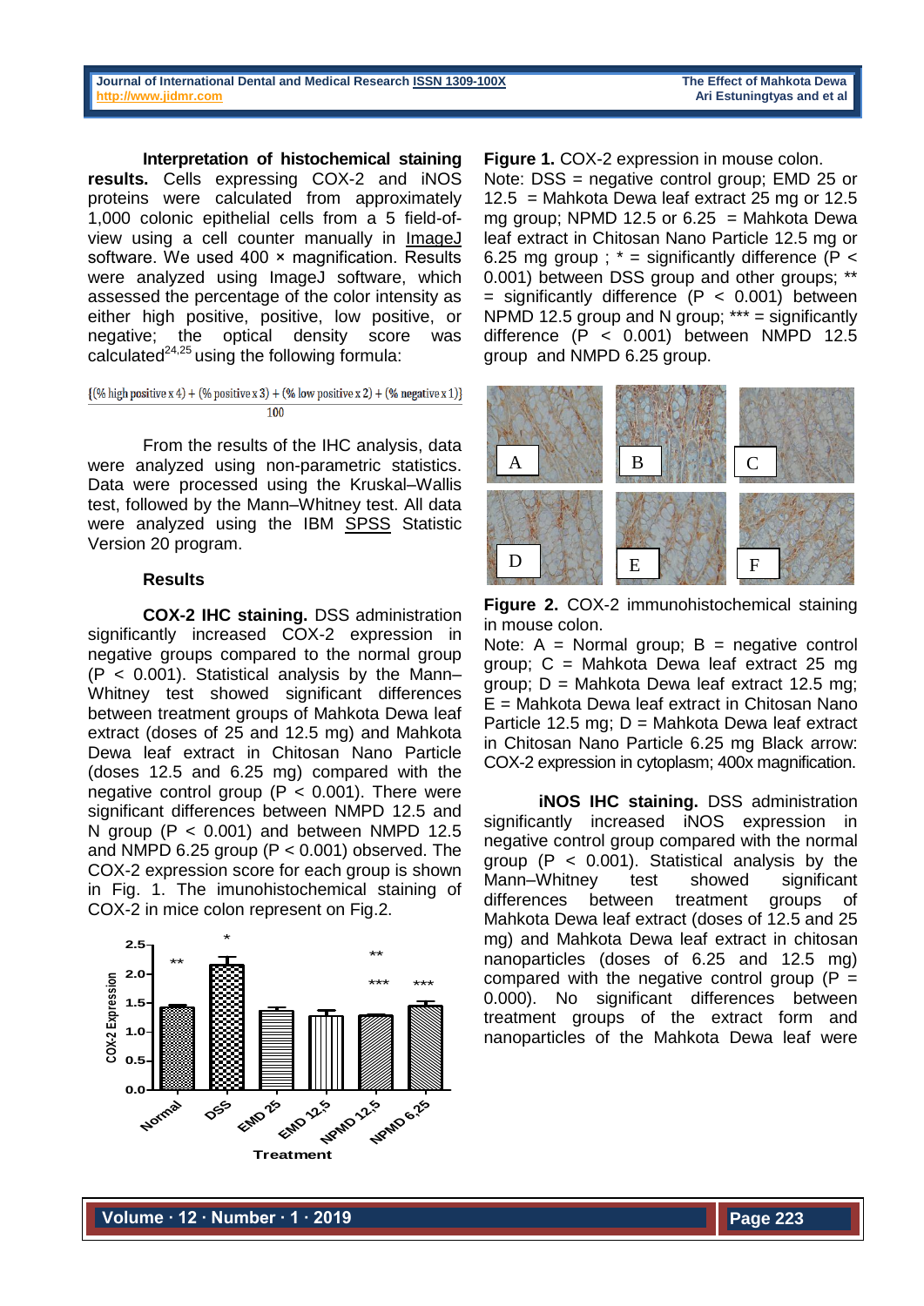**Interpretation of histochemical staining results.** Cells expressing COX-2 and iNOS proteins were calculated from approximately 1,000 colonic epithelial cells from a 5 field-of-view using a cell counter manually in ImageJ software. We used 400 × magnification. Results were analyzed using ImageJ software, which assessed the percentage of the color intensity as either high positive, positive, low positive, or negative; the optical density score was calculated[24,25] using the following formula:

$$\frac{[(\%\ \text{high positive} \times 4) + (\%\ \text{positive} \times 3) + (\%\ \text{low positive} \times 2) + (\%\ \text{negative} \times 1)]}{100}$$

From the results of the IHC analysis, data were analyzed using non-parametric statistics. Data were processed using the Kruskal–Wallis test, followed by the Mann–Whitney test. All data were analyzed using the IBM SPSS Statistic Version 20 program.

## Results

**COX-2 IHC staining.** DSS administration significantly increased COX-2 expression in negative groups compared to the normal group ($P < 0.001$). Statistical analysis by the Mann–Whitney test showed significant differences between treatment groups of Mahkota Dewa leaf extract (doses of 25 and 12.5 mg) and Mahkota Dewa leaf extract in Chitosan Nano Particle (doses 12.5 and 6.25 mg) compared with the negative control group ($P < 0.001$). There were significant differences between NMPD 12.5 and N group ($P < 0.001$) and between NMPD 12.5 and NMPD 6.25 group ($P < 0.001$) observed. The COX-2 expression score for each group is shown in Fig. 1. The imunohistochemical staining of COX-2 in mice colon represent on Fig.2.

COX-2 Expression
2.5
2.0
1.5
1.0
0.5
0.0
**
*
**
***
***
Normal
DSS
EMD 25
EMD 12,5
NPMD 12,5
NPMD 6,25
Treatment

**Figure 1.** COX-2 expression in mouse colon.
Note: DSS = negative control group; EMD 25 or 12.5 = Mahkota Dewa leaf extract 25 mg or 12.5 mg group; NPMD 12.5 or 6.25 = Mahkota Dewa leaf extract in Chitosan Nano Particle 12.5 mg or 6.25 mg group ; * = significantly difference ($P < 0.001$) between DSS group and other groups; ** = significantly difference ($P < 0.001$) between NPMD 12.5 group and N group; *** = significantly difference ($P < 0.001$) between NMPD 12.5 group and NMPD 6.25 group.

A B C D E F

**Figure 2.** COX-2 immunohistochemical staining in mouse colon.
Note: A = Normal group; B = negative control group; C = Mahkota Dewa leaf extract 25 mg group; D = Mahkota Dewa leaf extract 12.5 mg; E = Mahkota Dewa leaf extract in Chitosan Nano Particle 12.5 mg; D = Mahkota Dewa leaf extract in Chitosan Nano Particle 6.25 mg Black arrow: COX-2 expression in cytoplasm; 400x magnification.

**iNOS IHC staining.** DSS administration significantly increased iNOS expression in negative control group compared with the normal group ($P < 0.001$). Statistical analysis by the Mann–Whitney test showed significant differences between treatment groups of Mahkota Dewa leaf extract (doses of 12.5 and 25 mg) and Mahkota Dewa leaf extract in chitosan nanoparticles (doses of 6.25 and 12.5 mg) compared with the negative control group ($P = 0.000$). No significant differences between treatment groups of the extract form and nanoparticles of the Mahkota Dewa leaf were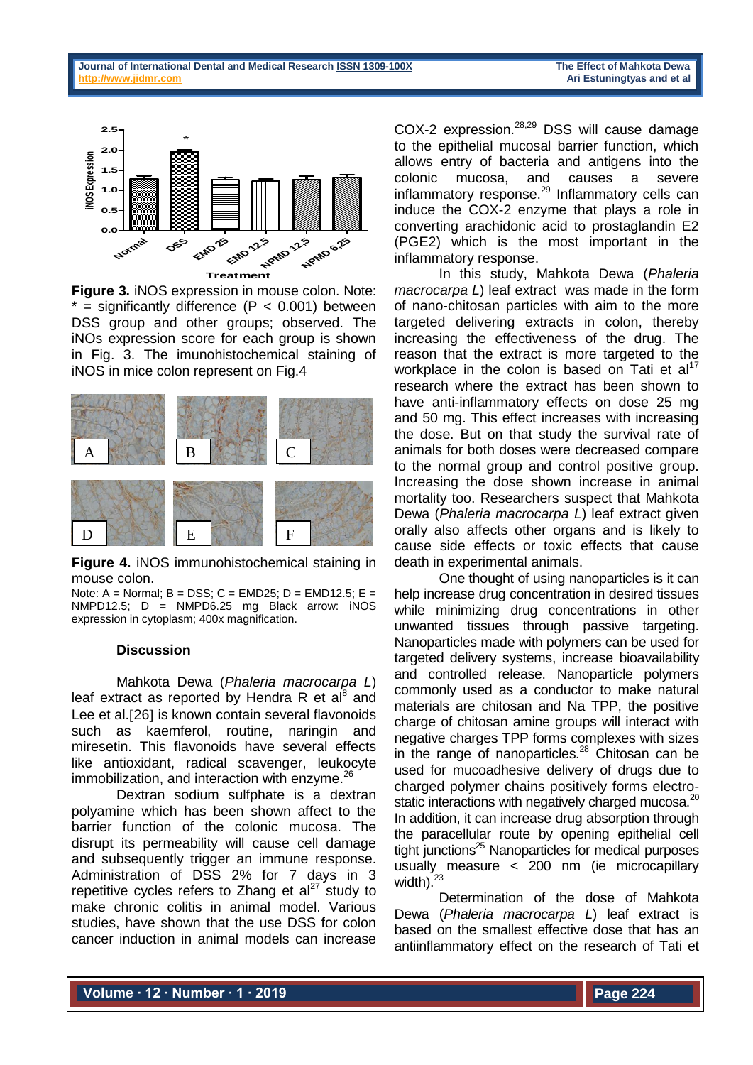2.5
2.0
1.5
1.0
0.5
0.0
iNOS Expression
*
Normal
DSS
EMD 25
EMD 12.5
NPMD 12.5
NPMD 6.25
Treatment

**Figure 3.** iNOS expression in mouse colon. Note: * = significantly difference (P < 0.001) between DSS group and other groups; observed. The iNOs expression score for each group is shown in Fig. 3. The imunohistochemical staining of iNOS in mice colon represent on Fig.4

A B C D E F

**Figure 4.** iNOS immunohistochemical staining in mouse colon.

Note: A = Normal; B = DSS; C = EMD25; D = EMD12.5; E = NMPD12.5; D = NMPD6.25 mg Black arrow: iNOS expression in cytoplasm; 400x magnification.

## Discussion

Mahkota Dewa (*Phaleria macrocarpa L*) leaf extract as reported by Hendra R et al[8] and Lee et al.[26] is known contain several flavonoids such as kaemferol, routine, naringin and miresetin. This flavonoids have several effects like antioxidant, radical scavenger, leukocyte immobilization, and interaction with enzyme.[26]

Dextran sodium sulfphate is a dextran polyamine which has been shown affect to the barrier function of the colonic mucosa. The disrupt its permeability will cause cell damage and subsequently trigger an immune response. Administration of DSS 2% for 7 days in 3 repetitive cycles refers to Zhang et al[27] study to make chronic colitis in animal model. Various studies, have shown that the use DSS for colon cancer induction in animal models can increase COX-2 expression.[28,29] DSS will cause damage to the epithelial mucosal barrier function, which allows entry of bacteria and antigens into the colonic mucosa, and causes a severe inflammatory response.[29] Inflammatory cells can induce the COX-2 enzyme that plays a role in converting arachidonic acid to prostaglandin E2 (PGE2) which is the most important in the inflammatory response.

In this study, Mahkota Dewa (*Phaleria macrocarpa L*) leaf extract was made in the form of nano-chitosan particles with aim to the more targeted delivering extracts in colon, thereby increasing the effectiveness of the drug. The reason that the extract is more targeted to the workplace in the colon is based on Tati et al[17] research where the extract has been shown to have anti-inflammatory effects on dose 25 mg and 50 mg. This effect increases with increasing the dose. But on that study the survival rate of animals for both doses were decreased compare to the normal group and control positive group. Increasing the dose shown increase in animal mortality too. Researchers suspect that Mahkota Dewa (*Phaleria macrocarpa L*) leaf extract given orally also affects other organs and is likely to cause side effects or toxic effects that cause death in experimental animals.

One thought of using nanoparticles is it can help increase drug concentration in desired tissues while minimizing drug concentrations in other unwanted tissues through passive targeting. Nanoparticles made with polymers can be used for targeted delivery systems, increase bioavailability and controlled release. Nanoparticle polymers commonly used as a conductor to make natural materials are chitosan and Na TPP, the positive charge of chitosan amine groups will interact with negative charges TPP forms complexes with sizes in the range of nanoparticles.[28] Chitosan can be used for mucoadhesive delivery of drugs due to charged polymer chains positively forms electro-static interactions with negatively charged mucosa.[20] In addition, it can increase drug absorption through the paracellular route by opening epithelial cell tight junctions[25] Nanoparticles for medical purposes usually measure < 200 nm (ie microcapillary width).[23]

Determination of the dose of Mahkota Dewa (*Phaleria macrocarpa L*) leaf extract is based on the smallest effective dose that has an antiinflammatory effect on the research of Tati et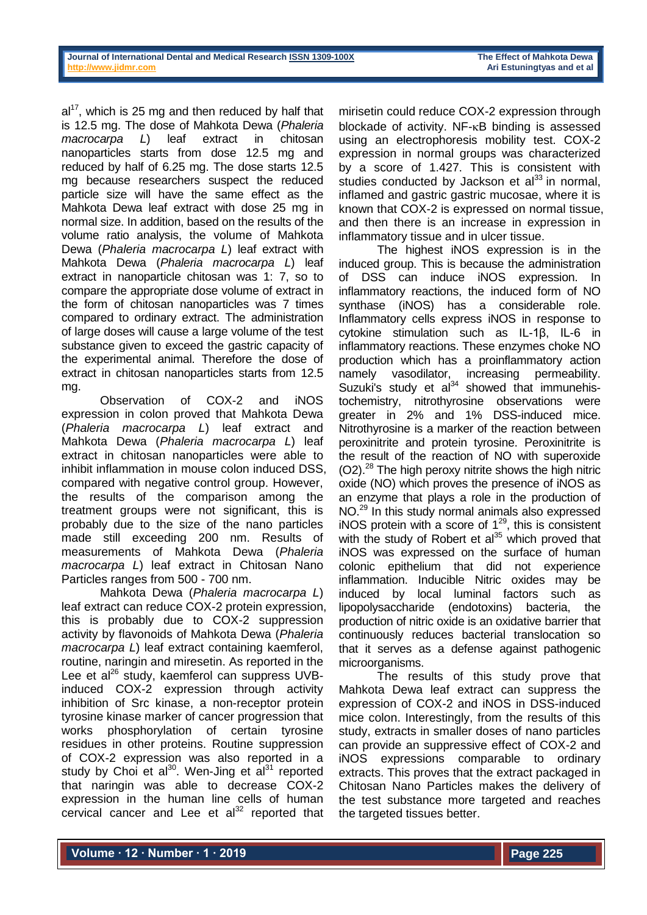al[17], which is 25 mg and then reduced by half that is 12.5 mg. The dose of Mahkota Dewa (*Phaleria macrocarpa L*) leaf extract in chitosan nanoparticles starts from dose 12.5 mg and reduced by half of 6.25 mg. The dose starts 12.5 mg because researchers suspect the reduced particle size will have the same effect as the Mahkota Dewa leaf extract with dose 25 mg in normal size. In addition, based on the results of the volume ratio analysis, the volume of Mahkota Dewa (*Phaleria macrocarpa L*) leaf extract with Mahkota Dewa (*Phaleria macrocarpa L*) leaf extract in nanoparticle chitosan was 1: 7, so to compare the appropriate dose volume of extract in the form of chitosan nanoparticles was 7 times compared to ordinary extract. The administration of large doses will cause a large volume of the test substance given to exceed the gastric capacity of the experimental animal. Therefore the dose of extract in chitosan nanoparticles starts from 12.5 mg.

Observation of COX-2 and iNOS expression in colon proved that Mahkota Dewa (*Phaleria macrocarpa L*) leaf extract and Mahkota Dewa (*Phaleria macrocarpa L*) leaf extract in chitosan nanoparticles were able to inhibit inflammation in mouse colon induced DSS, compared with negative control group. However, the results of the comparison among the treatment groups were not significant, this is probably due to the size of the nano particles made still exceeding 200 nm. Results of measurements of Mahkota Dewa (*Phaleria macrocarpa L*) leaf extract in Chitosan Nano Particles ranges from 500 - 700 nm.

Mahkota Dewa (*Phaleria macrocarpa L*) leaf extract can reduce COX-2 protein expression, this is probably due to COX-2 suppression activity by flavonoids of Mahkota Dewa (*Phaleria macrocarpa L*) leaf extract containing kaemferol, routine, naringin and miresetin. As reported in the Lee et al[26] study, kaemferol can suppress UVB-induced COX-2 expression through activity inhibition of Src kinase, a non-receptor protein tyrosine kinase marker of cancer progression that works phosphorylation of certain tyrosine residues in other proteins. Routine suppression of COX-2 expression was also reported in a study by Choi et al[30]. Wen-Jing et al[31] reported that naringin was able to decrease COX-2 expression in the human line cells of human cervical cancer and Lee et al[32] reported that mirisetin could reduce COX-2 expression through blockade of activity. NF-κB binding is assessed using an electrophoresis mobility test. COX-2 expression in normal groups was characterized by a score of 1.427. This is consistent with studies conducted by Jackson et al[33] in normal, inflamed and gastric gastric mucosae, where it is known that COX-2 is expressed on normal tissue, and then there is an increase in expression in inflammatory tissue and in ulcer tissue.

The highest iNOS expression is in the induced group. This is because the administration of DSS can induce iNOS expression. In inflammatory reactions, the induced form of NO synthase (iNOS) has a considerable role. Inflammatory cells express iNOS in response to cytokine stimulation such as IL-1β, IL-6 in inflammatory reactions. These enzymes choke NO production which has a proinflammatory action namely vasodilator, increasing permeability. Suzuki's study et al[34] showed that immunehistochemistry, nitrothyrosine observations were greater in 2% and 1% DSS-induced mice. Nitrothyrosine is a marker of the reaction between peroxinitrite and protein tyrosine. Peroxinitrite is the result of the reaction of NO with superoxide (O2).[28] The high peroxy nitrite shows the high nitric oxide (NO) which proves the presence of iNOS as an enzyme that plays a role in the production of NO.[29] In this study normal animals also expressed iNOS protein with a score of 1[29], this is consistent with the study of Robert et al[35] which proved that iNOS was expressed on the surface of human colonic epithelium that did not experience inflammation. Inducible Nitric oxides may be induced by local luminal factors such as lipopolysaccharide (endotoxins) bacteria, the production of nitric oxide is an oxidative barrier that continuously reduces bacterial translocation so that it serves as a defense against pathogenic microorganisms.

The results of this study prove that Mahkota Dewa leaf extract can suppress the expression of COX-2 and iNOS in DSS-induced mice colon. Interestingly, from the results of this study, extracts in smaller doses of nano particles can provide an suppressive effect of COX-2 and iNOS expressions comparable to ordinary extracts. This proves that the extract packaged in Chitosan Nano Particles makes the delivery of the test substance more targeted and reaches the targeted tissues better.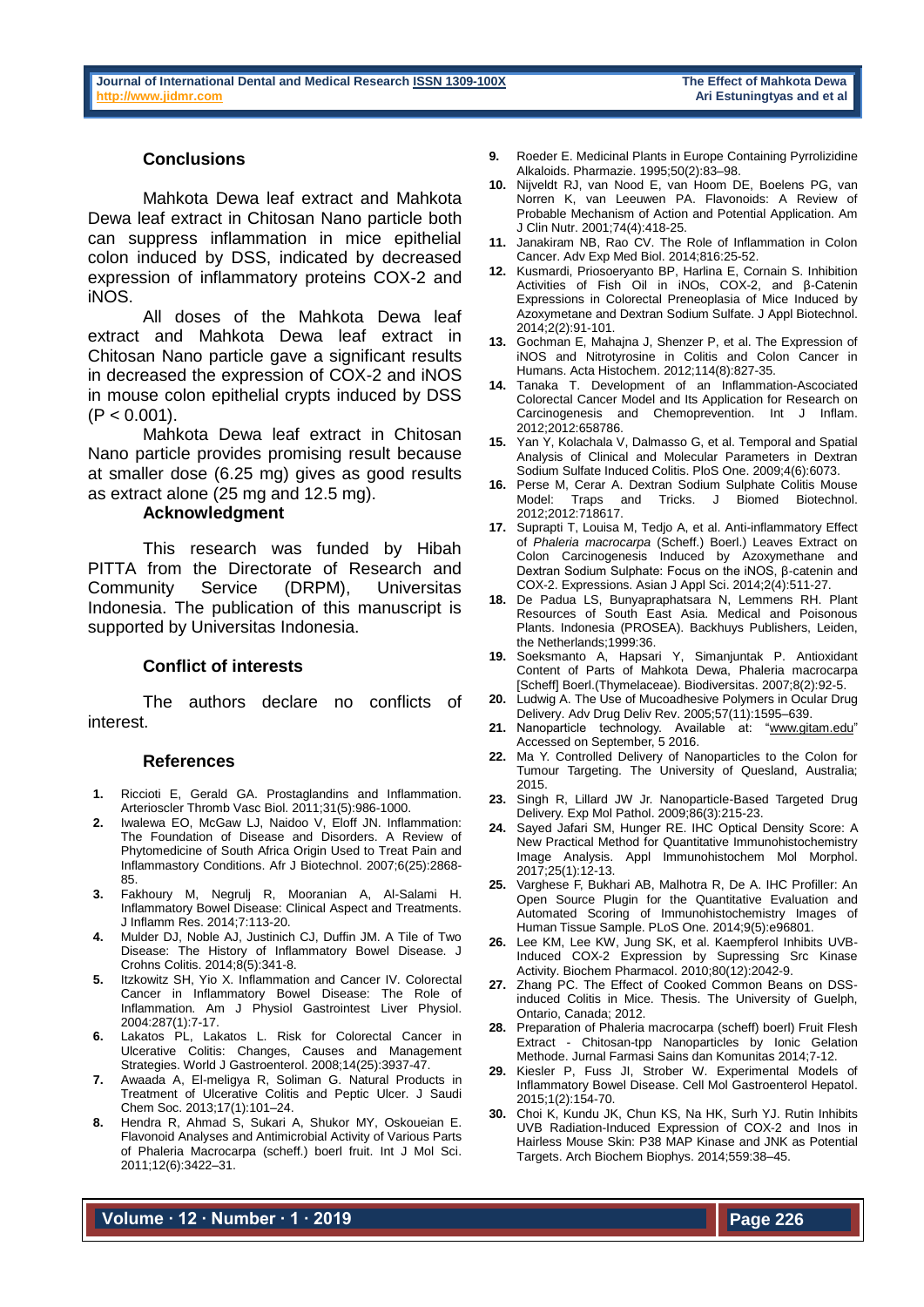## Conclusions

Mahkota Dewa leaf extract and Mahkota Dewa leaf extract in Chitosan Nano particle both can suppress inflammation in mice epithelial colon induced by DSS, indicated by decreased expression of inflammatory proteins COX-2 and iNOS.

All doses of the Mahkota Dewa leaf extract and Mahkota Dewa leaf extract in Chitosan Nano particle gave a significant results in decreased the expression of COX-2 and iNOS in mouse colon epithelial crypts induced by DSS ($P < 0.001$).

Mahkota Dewa leaf extract in Chitosan Nano particle provides promising result because at smaller dose (6.25 mg) gives as good results as extract alone (25 mg and 12.5 mg).

## Acknowledgment

This research was funded by Hibah PITTA from the Directorate of Research and Community Service (DRPM), Universitas Indonesia. The publication of this manuscript is supported by Universitas Indonesia.

## Conflict of interests

The authors declare no conflicts of interest.

## References

1. Riccioti E, Gerald GA. Prostaglandins and Inflammation. Arterioscler Thromb Vasc Biol. 2011;31(5):986-1000.
2. Iwalewa EO, McGaw LJ, Naidoo V, Eloff JN. Inflammation: The Foundation of Disease and Disorders. A Review of Phytomedicine of South Africa Origin Used to Treat Pain and Inflammastory Conditions. Afr J Biotechnol. 2007;6(25):2868-85.
3. Fakhoury M, Negrulj R, Mooranian A, Al-Salami H. Inflammatory Bowel Disease: Clinical Aspect and Treatments. J Inflamm Res. 2014;7:113-20.
4. Mulder DJ, Noble AJ, Justinich CJ, Duffin JM. A Tile of Two Disease: The History of Inflammatory Bowel Disease. J Crohns Colitis. 2014;8(5):341-8.
5. Itzkowitz SH, Yio X. Inflammation and Cancer IV. Colorectal Cancer in Inflammatory Bowel Disease: The Role of Inflammation. Am J Physiol Gastrointest Liver Physiol. 2004:287(1):7-17.
6. Lakatos PL, Lakatos L. Risk for Colorectal Cancer in Ulcerative Colitis: Changes, Causes and Management Strategies. World J Gastroenterol. 2008;14(25):3937-47.
7. Awaada A, El-meligya R, Soliman G. Natural Products in Treatment of Ulcerative Colitis and Peptic Ulcer. J Saudi Chem Soc. 2013;17(1):101–24.
8. Hendra R, Ahmad S, Sukari A, Shukor MY, Oskoueian E. Flavonoid Analyses and Antimicrobial Activity of Various Parts of Phaleria Macrocarpa (scheff.) boerl fruit. Int J Mol Sci. 2011;12(6):3422–31.
9. Roeder E. Medicinal Plants in Europe Containing Pyrrolizidine Alkaloids. Pharmazie. 1995;50(2):83–98.
10. Nijveldt RJ, van Nood E, van Hoom DE, Boelens PG, van Norren K, van Leeuwen PA. Flavonoids: A Review of Probable Mechanism of Action and Potential Application. Am J Clin Nutr. 2001;74(4):418-25.
11. Janakiram NB, Rao CV. The Role of Inflammation in Colon Cancer. Adv Exp Med Biol. 2014;816:25-52.
12. Kusmardi, Priosoeryanto BP, Harlina E, Cornain S. Inhibition Activities of Fish Oil in iNOs, COX-2, and β-Catenin Expressions in Colorectal Preneoplasia of Mice Induced by Azoxymetane and Dextran Sodium Sulfate. J Appl Biotechnol. 2014;2(2):91-101.
13. Gochman E, Mahajna J, Shenzer P, et al. The Expression of iNOS and Nitrotyrosine in Colitis and Colon Cancer in Humans. Acta Histochem. 2012;114(8):827-35.
14. Tanaka T. Development of an Inflammation-Ascociated Colorectal Cancer Model and Its Application for Research on Carcinogenesis and Chemoprevention. Int J Inflam. 2012;2012:658786.
15. Yan Y, Kolachala V, Dalmasso G, et al. Temporal and Spatial Analysis of Clinical and Molecular Parameters in Dextran Sodium Sulfate Induced Colitis. PloS One. 2009;4(6):6073.
16. Perse M, Cerar A. Dextran Sodium Sulphate Colitis Mouse Model: Traps and Tricks. J Biomed Biotechnol. 2012;2012:718617.
17. Suprapti T, Louisa M, Tedjo A, et al. Anti-inflammatory Effect of *Phaleria macrocarpa* (Scheff.) Boerl.) Leaves Extract on Colon Carcinogenesis Induced by Azoxymethane and Dextran Sodium Sulphate: Focus on the iNOS, β-catenin and COX-2. Expressions. Asian J Appl Sci. 2014;2(4):511-27.
18. De Padua LS, Bunyapraphatsara N, Lemmens RH. Plant Resources of South East Asia. Medical and Poisonous Plants. Indonesia (PROSEA). Backhuys Publishers, Leiden, the Netherlands;1999:36.
19. Soeksmanto A, Hapsari Y, Simanjuntak P. Antioxidant Content of Parts of Mahkota Dewa, Phaleria macrocarpa [Scheff] Boerl.(Thymelaceae). Biodiversitas. 2007;8(2):92-5.
20. Ludwig A. The Use of Mucoadhesive Polymers in Ocular Drug Delivery. Adv Drug Deliv Rev. 2005;57(11):1595–639.
21. Nanoparticle technology. Available at: "www.gitam.edu" Accessed on September, 5 2016.
22. Ma Y. Controlled Delivery of Nanoparticles to the Colon for Tumour Targeting. The University of Quesland, Australia; 2015.
23. Singh R, Lillard JW Jr. Nanoparticle-Based Targeted Drug Delivery. Exp Mol Pathol. 2009;86(3):215-23.
24. Sayed Jafari SM, Hunger RE. IHC Optical Density Score: A New Practical Method for Quantitative Immunohistochemistry Image Analysis. Appl Immunohistochem Mol Morphol. 2017;25(1):12-13.
25. Varghese F, Bukhari AB, Malhotra R, De A. IHC Profiller: An Open Source Plugin for the Quantitative Evaluation and Automated Scoring of Immunohistochemistry Images of Human Tissue Sample. PLoS One. 2014;9(5):e96801.
26. Lee KM, Lee KW, Jung SK, et al. Kaempferol Inhibits UVB-Induced COX-2 Expression by Supressing Src Kinase Activity. Biochem Pharmacol. 2010;80(12):2042-9.
27. Zhang PC. The Effect of Cooked Common Beans on DSS-induced Colitis in Mice. Thesis. The University of Guelph, Ontario, Canada; 2012.
28. Preparation of Phaleria macrocarpa (scheff) boerl) Fruit Flesh Extract - Chitosan-tpp Nanoparticles by Ionic Gelation Methode. Jurnal Farmasi Sains dan Komunitas 2014;7-12.
29. Kiesler P, Fuss JI, Strober W. Experimental Models of Inflammatory Bowel Disease. Cell Mol Gastroenterol Hepatol. 2015;1(2):154-70.
30. Choi K, Kundu JK, Chun KS, Na HK, Surh YJ. Rutin Inhibits UVB Radiation-Induced Expression of COX-2 and Inos in Hairless Mouse Skin: P38 MAP Kinase and JNK as Potential Targets. Arch Biochem Biophys. 2014;559:38–45.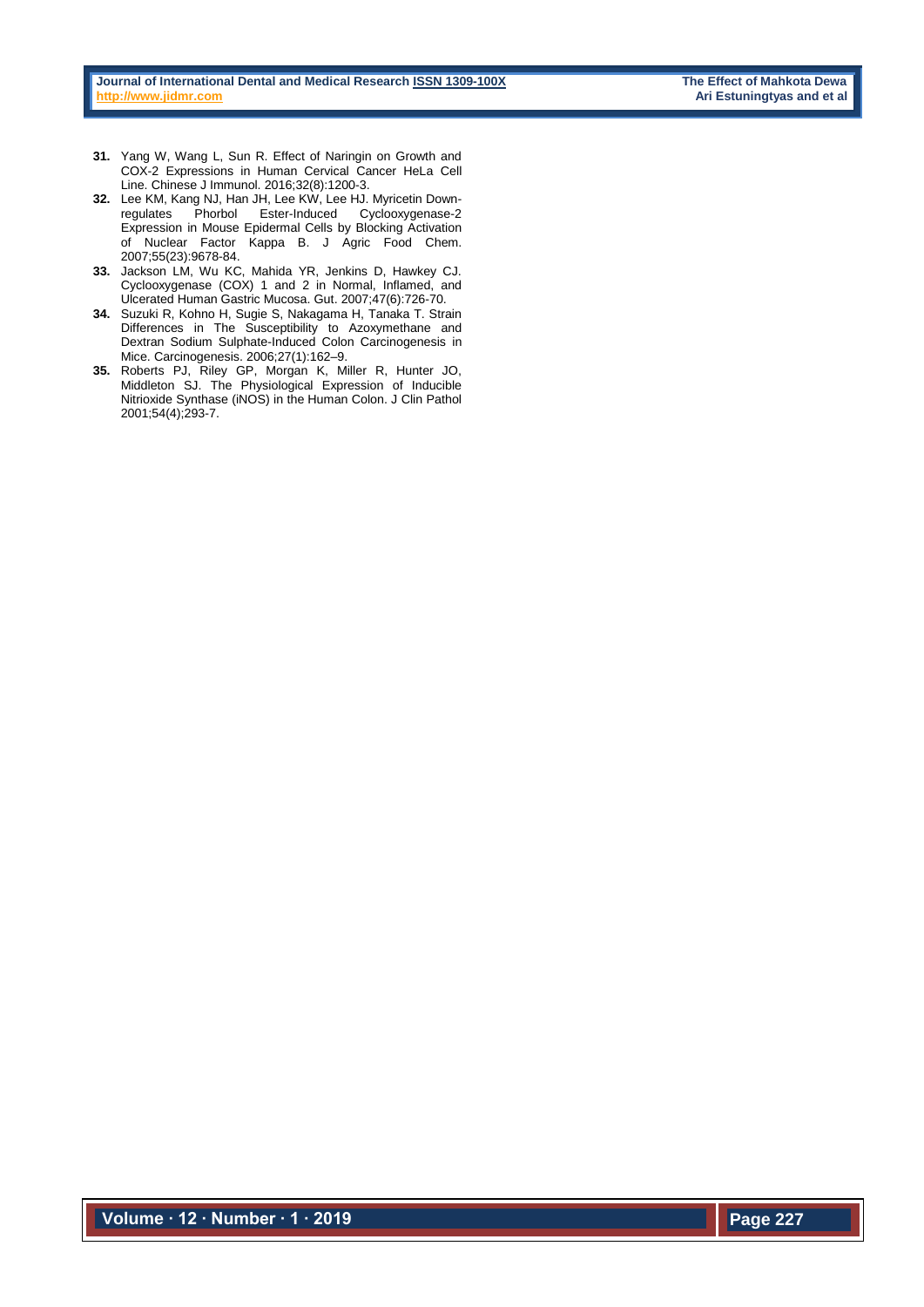31. Yang W, Wang L, Sun R. Effect of Naringin on Growth and COX-2 Expressions in Human Cervical Cancer HeLa Cell Line. Chinese J Immunol. 2016;32(8):1200-3.
32. Lee KM, Kang NJ, Han JH, Lee KW, Lee HJ. Myricetin Down-regulates Phorbol Ester-Induced Cyclooxygenase-2 Expression in Mouse Epidermal Cells by Blocking Activation of Nuclear Factor Kappa B. J Agric Food Chem. 2007;55(23):9678-84.
33. Jackson LM, Wu KC, Mahida YR, Jenkins D, Hawkey CJ. Cyclooxygenase (COX) 1 and 2 in Normal, Inflamed, and Ulcerated Human Gastric Mucosa. Gut. 2007;47(6):726-70.
34. Suzuki R, Kohno H, Sugie S, Nakagama H, Tanaka T. Strain Differences in The Susceptibility to Azoxymethane and Dextran Sodium Sulphate-Induced Colon Carcinogenesis in Mice. Carcinogenesis. 2006;27(1):162–9.
35. Roberts PJ, Riley GP, Morgan K, Miller R, Hunter JO, Middleton SJ. The Physiological Expression of Inducible Nitrioxide Synthase (iNOS) in the Human Colon. J Clin Pathol 2001;54(4);293-7.